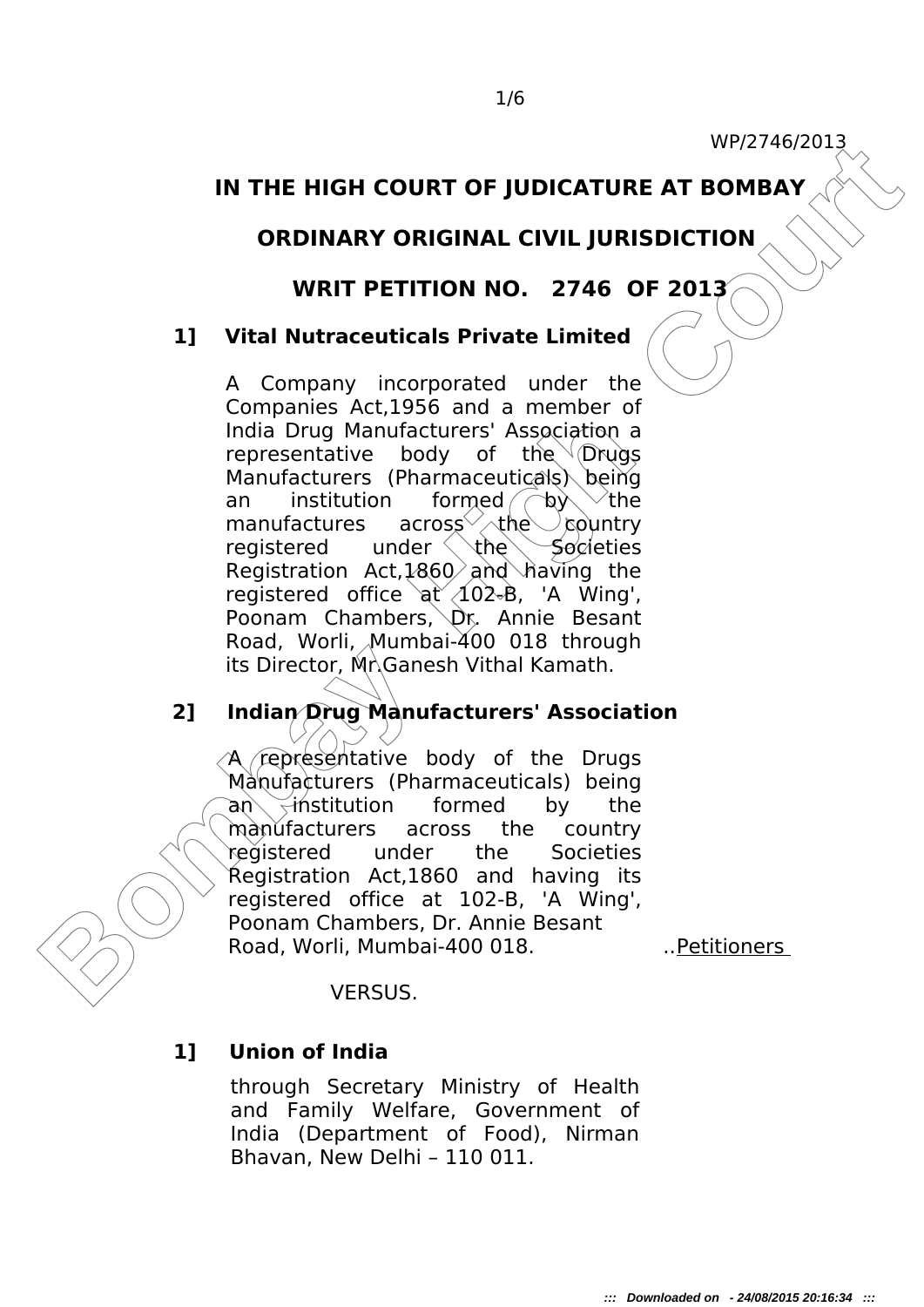WP/2746/2013

# IN THE HIGH COURT OF JUDICATURE AT BOMBAY

## ORDINARY ORIGINAL CIVIL JURISDICTION

## WRIT PETITION NO. 2746 OF 2013

**1] Vital Nutraceuticals Private Limited**

A Company incorporated under the Companies Act,1956 and a member of India Drug Manufacturers' Association a representative body of the Drugs Manufacturers (Pharmaceuticals) being an institution formed by the manufactures across the country registered under the Societies Registration Act,1860 and having the registered office at 102-B, 'A Wing', Poonam Chambers, Dr. Annie Besant Road, Worli, Mumbai-400 018 through its Director, Mr.Ganesh Vithal Kamath.

**2] Indian Drug Manufacturers' Association**

A representative body of the Drugs Manufacturers (Pharmaceuticals) being an institution formed by the manufacturers across the country registered under the Societies Registration Act,1860 and having its registered office at 102-B, 'A Wing', Poonam Chambers, Dr. Annie Besant Road, Worli, Mumbai-400 018. ..Petitioners

VERSUS.

**1] Union of India**

through Secretary Ministry of Health and Family Welfare, Government of India (Department of Food), Nirman Bhavan, New Delhi – 110 011.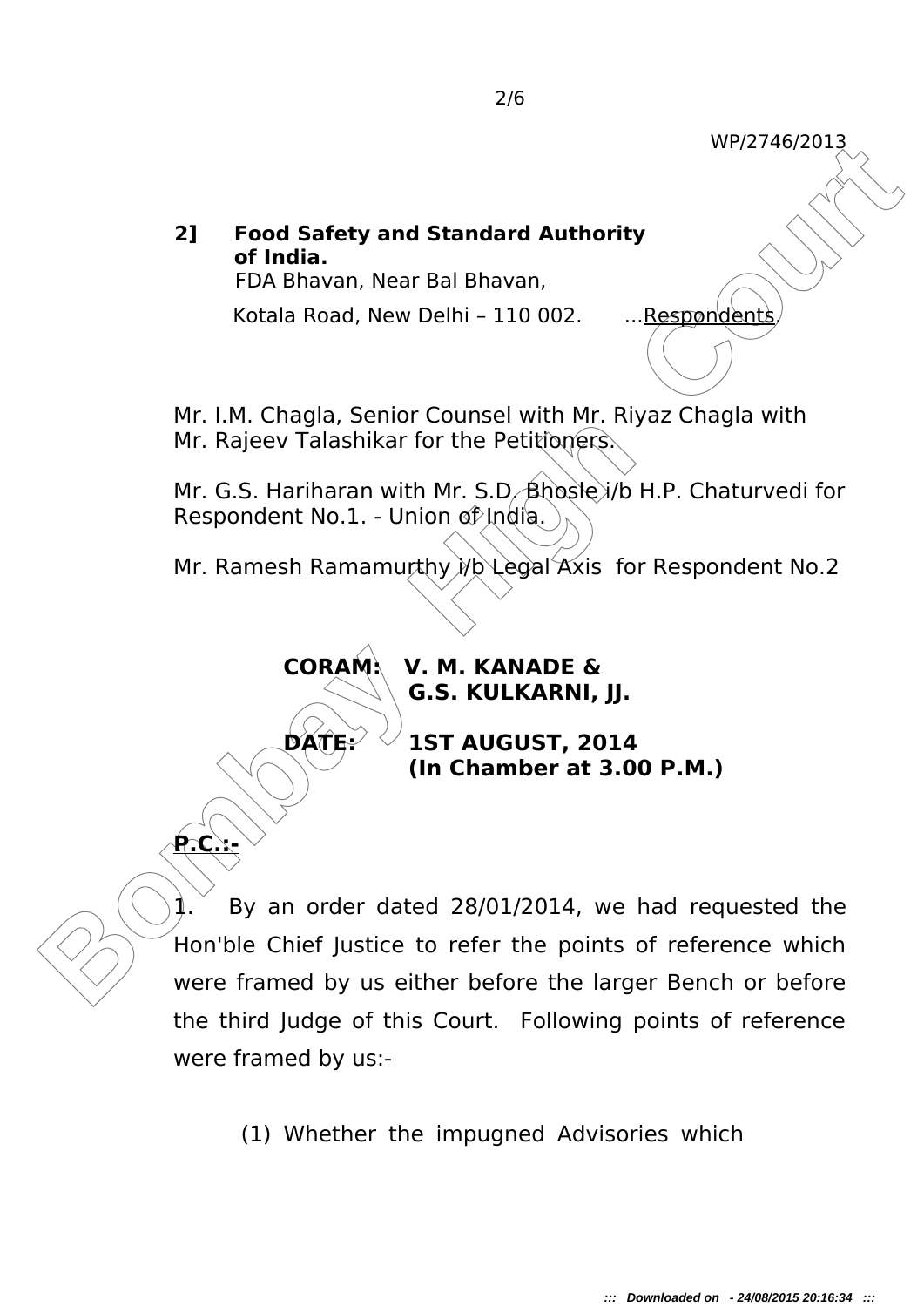2] **Food Safety and Standard Authority of India.**
FDA Bhavan, Near Bal Bhavan,
Kotala Road, New Delhi – 110 002. ...Respondents.

Mr. I.M. Chagla, Senior Counsel with Mr. Riyaz Chagla with Mr. Rajeev Talashikar for the Petitioners.

Mr. G.S. Hariharan with Mr. S.D. Bhosle i/b H.P. Chaturvedi for Respondent No.1. - Union of India.

Mr. Ramesh Ramamurthy i/b Legal Axis for Respondent No.2

**CORAM: V. M. KANADE &**
**G.S. KULKARNI, JJ.**

**DATE: 1ST AUGUST, 2014**
**(In Chamber at 3.00 P.M.)**

**P.C.:-**

1. By an order dated 28/01/2014, we had requested the Hon'ble Chief Justice to refer the points of reference which were framed by us either before the larger Bench or before the third Judge of this Court. Following points of reference were framed by us:-

(1) Whether the impugned Advisories which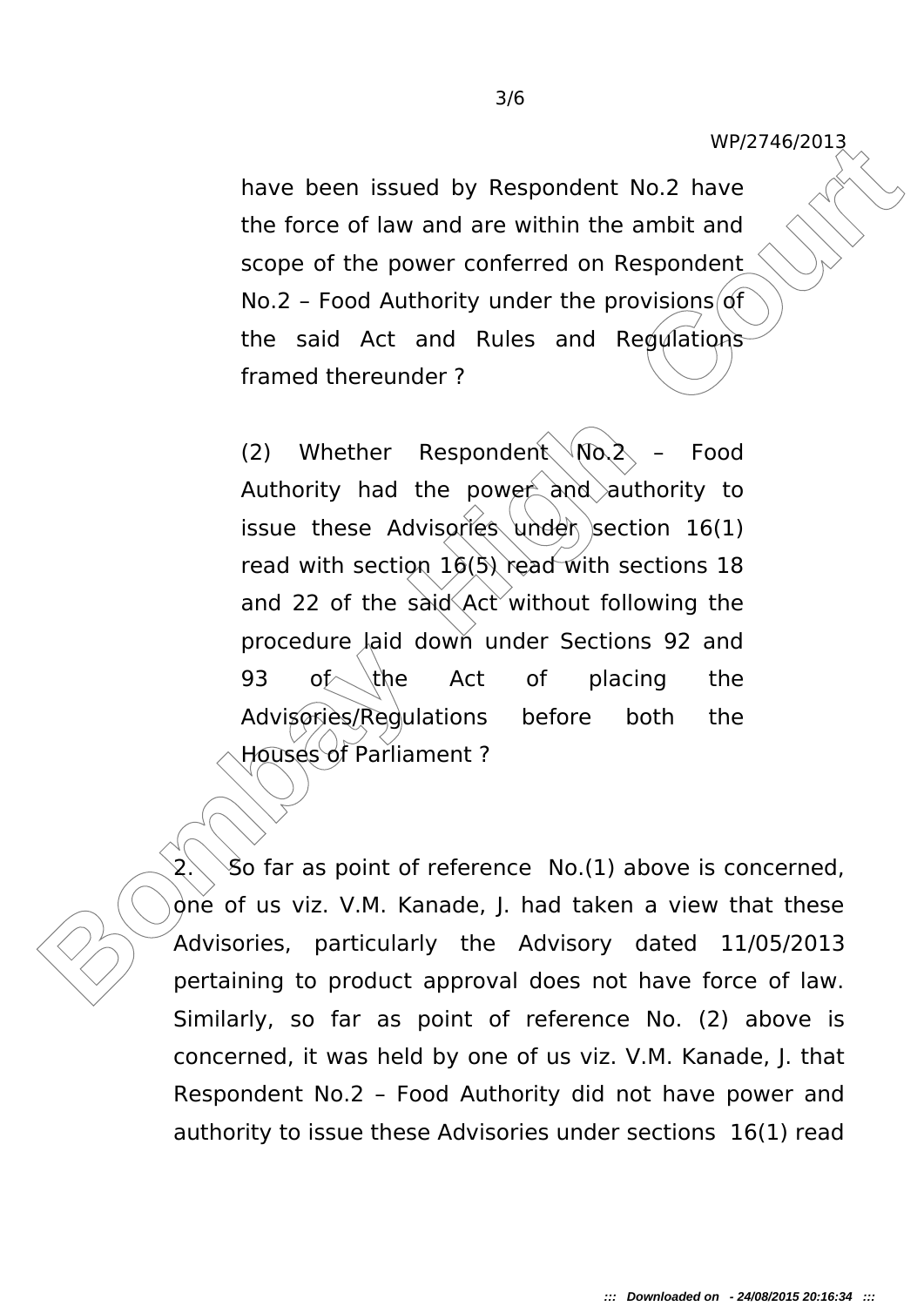have been issued by Respondent No.2 have the force of law and are within the ambit and scope of the power conferred on Respondent No.2 – Food Authority under the provisions of the said Act and Rules and Regulations framed thereunder ?

(2) Whether Respondent No.2 – Food Authority had the power and authority to issue these Advisories under section 16(1) read with section 16(5) read with sections 18 and 22 of the said Act without following the procedure laid down under Sections 92 and 93 of the Act of placing the Advisories/Regulations before both the Houses of Parliament ?

2. So far as point of reference No.(1) above is concerned, one of us viz. V.M. Kanade, J. had taken a view that these Advisories, particularly the Advisory dated 11/05/2013 pertaining to product approval does not have force of law. Similarly, so far as point of reference No. (2) above is concerned, it was held by one of us viz. V.M. Kanade, J. that Respondent No.2 – Food Authority did not have power and authority to issue these Advisories under sections 16(1) read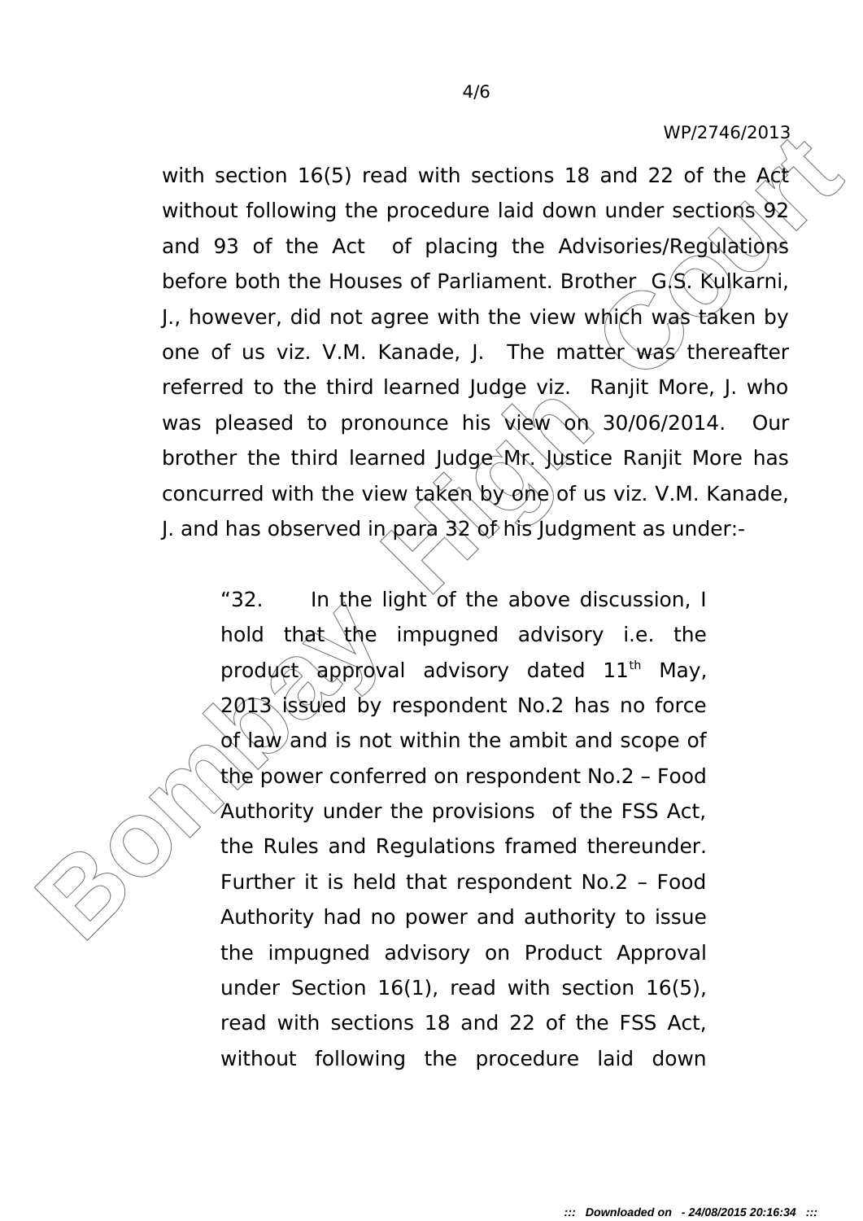with section 16(5) read with sections 18 and 22 of the Act without following the procedure laid down under sections 92 and 93 of the Act of placing the Advisories/Regulations before both the Houses of Parliament. Brother G.S. Kulkarni, J., however, did not agree with the view which was taken by one of us viz. V.M. Kanade, J. The matter was thereafter referred to the third learned Judge viz. Ranjit More, J. who was pleased to pronounce his view on 30/06/2014. Our brother the third learned Judge Mr. Justice Ranjit More has concurred with the view taken by one of us viz. V.M. Kanade, J. and has observed in para 32 of his Judgment as under:-

> "32. In the light of the above discussion, I hold that the impugned advisory i.e. the product approval advisory dated 11th May, 2013 issued by respondent No.2 has no force of law and is not within the ambit and scope of the power conferred on respondent No.2 – Food Authority under the provisions of the FSS Act, the Rules and Regulations framed thereunder. Further it is held that respondent No.2 – Food Authority had no power and authority to issue the impugned advisory on Product Approval under Section 16(1), read with section 16(5), read with sections 18 and 22 of the FSS Act, without following the procedure laid down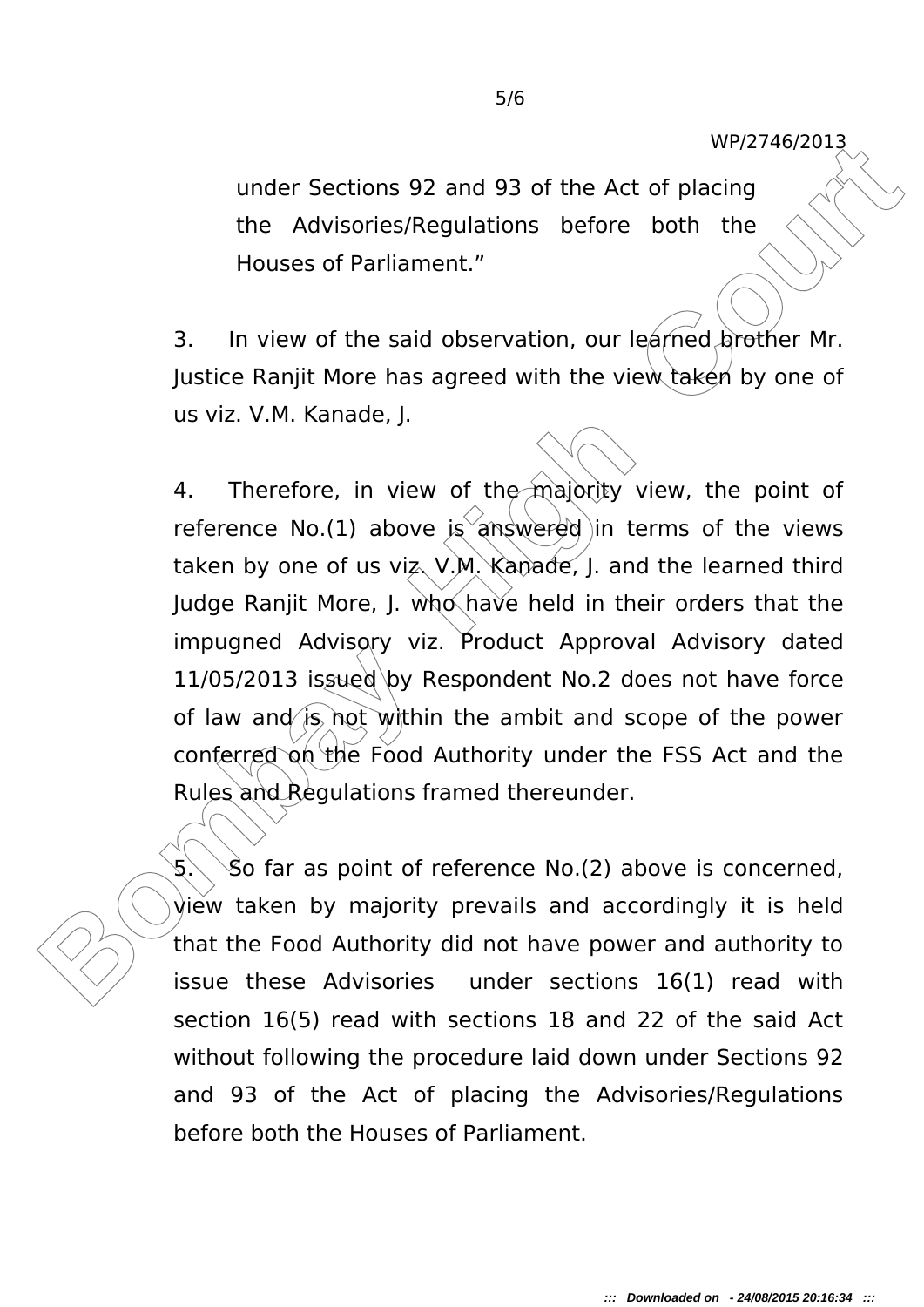> under Sections 92 and 93 of the Act of placing the Advisories/Regulations before both the Houses of Parliament."

3. In view of the said observation, our learned brother Mr. Justice Ranjit More has agreed with the view taken by one of us viz. V.M. Kanade, J.

4. Therefore, in view of the majority view, the point of reference No.(1) above is answered in terms of the views taken by one of us viz. V.M. Kanade, J. and the learned third Judge Ranjit More, J. who have held in their orders that the impugned Advisory viz. Product Approval Advisory dated 11/05/2013 issued by Respondent No.2 does not have force of law and is not within the ambit and scope of the power conferred on the Food Authority under the FSS Act and the Rules and Regulations framed thereunder.

5. So far as point of reference No.(2) above is concerned, view taken by majority prevails and accordingly it is held that the Food Authority did not have power and authority to issue these Advisories under sections 16(1) read with section 16(5) read with sections 18 and 22 of the said Act without following the procedure laid down under Sections 92 and 93 of the Act of placing the Advisories/Regulations before both the Houses of Parliament.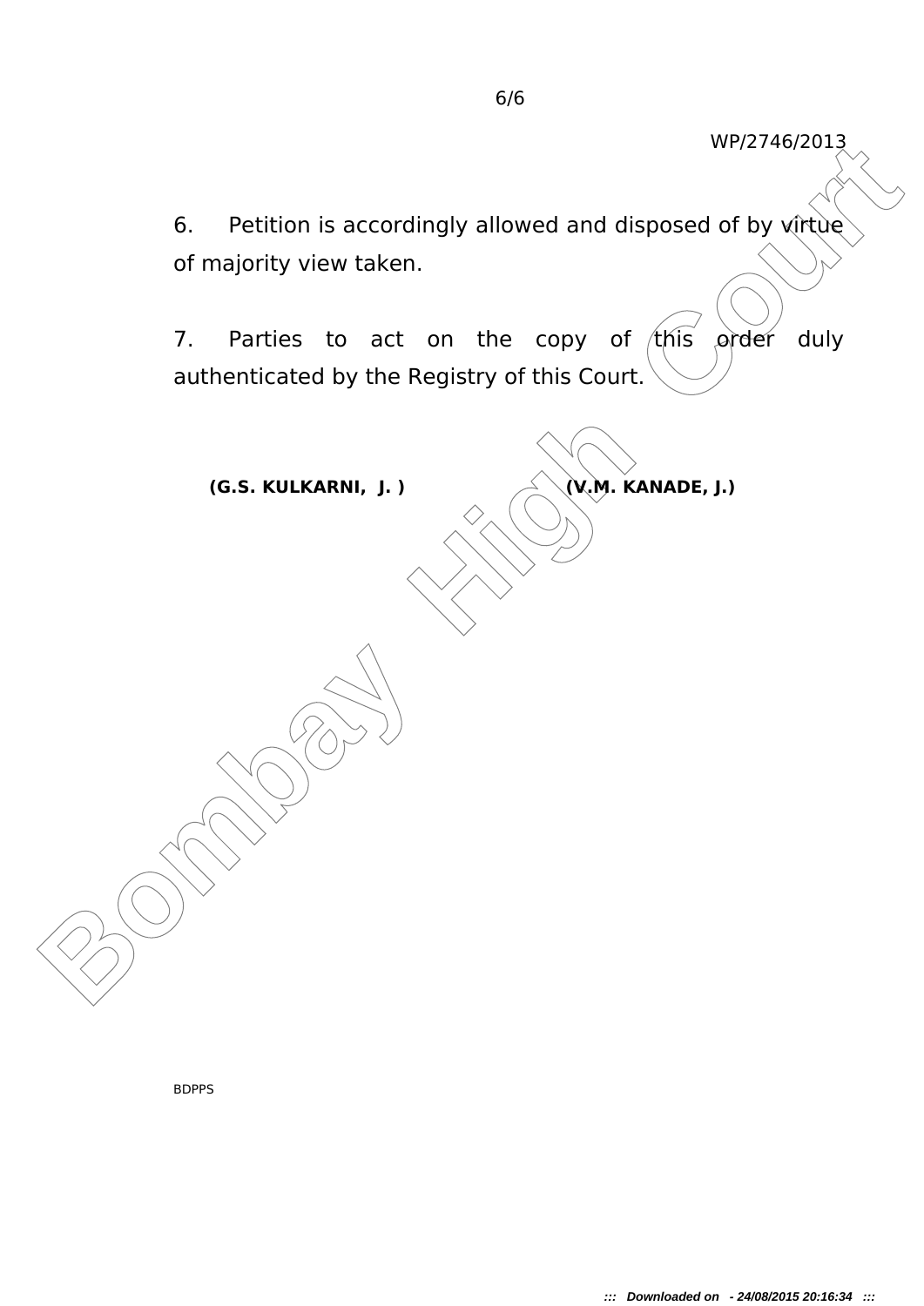6. Petition is accordingly allowed and disposed of by virtue of majority view taken.

7. Parties to act on the copy of this order duly authenticated by the Registry of this Court.

**(G.S. KULKARNI, J.)** **(V.M. KANADE, J.)**

BDPPS